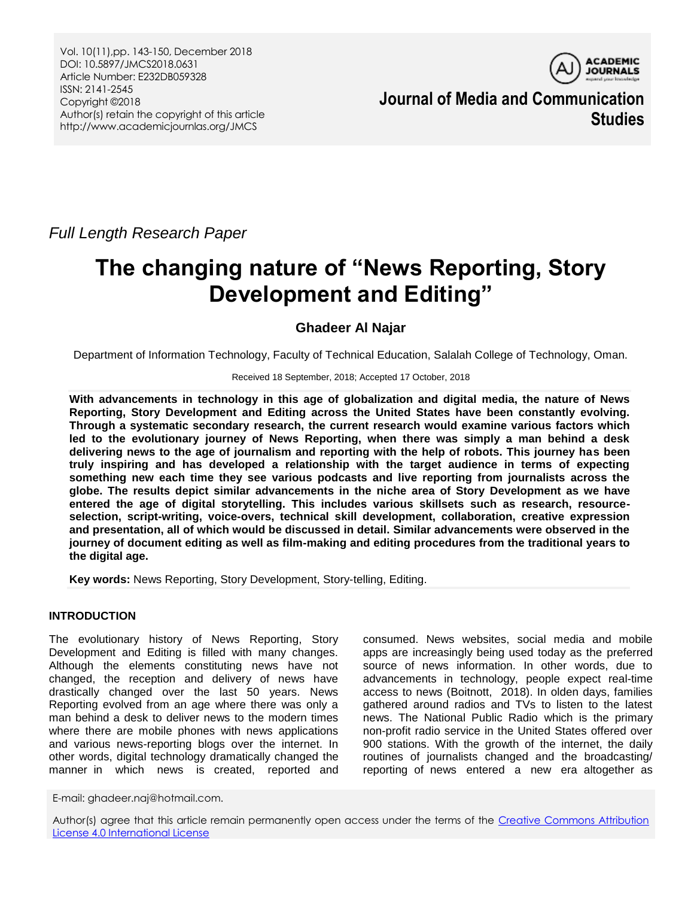Vol. 10(11),pp. 143-150, December 2018
DOI: 10.5897/JMCS2018.0631
Article Number: E232DB059328
ISSN: 2141-2545
Copyright ©2018
Author(s) retain the copyright of this article
http://www.academicjournlas.org/JMCS

**Journal of Media and Communication Studies**

*Full Length Research Paper*

# The changing nature of "News Reporting, Story Development and Editing"

**Ghadeer Al Najar**

Department of Information Technology, Faculty of Technical Education, Salalah College of Technology, Oman.

Received 18 September, 2018; Accepted 17 October, 2018

**With advancements in technology in this age of globalization and digital media, the nature of News Reporting, Story Development and Editing across the United States have been constantly evolving. Through a systematic secondary research, the current research would examine various factors which led to the evolutionary journey of News Reporting, when there was simply a man behind a desk delivering news to the age of journalism and reporting with the help of robots. This journey has been truly inspiring and has developed a relationship with the target audience in terms of expecting something new each time they see various podcasts and live reporting from journalists across the globe. The results depict similar advancements in the niche area of Story Development as we have entered the age of digital storytelling. This includes various skillsets such as research, resource-selection, script-writing, voice-overs, technical skill development, collaboration, creative expression and presentation, all of which would be discussed in detail. Similar advancements were observed in the journey of document editing as well as film-making and editing procedures from the traditional years to the digital age.**

**Key words:** News Reporting, Story Development, Story-telling, Editing.

## INTRODUCTION

The evolutionary history of News Reporting, Story Development and Editing is filled with many changes. Although the elements constituting news have not changed, the reception and delivery of news have drastically changed over the last 50 years. News Reporting evolved from an age where there was only a man behind a desk to deliver news to the modern times where there are mobile phones with news applications and various news-reporting blogs over the internet. In other words, digital technology dramatically changed the manner in which news is created, reported and consumed. News websites, social media and mobile apps are increasingly being used today as the preferred source of news information. In other words, due to advancements in technology, people expect real-time access to news (Boitnott, 2018). In olden days, families gathered around radios and TVs to listen to the latest news. The National Public Radio which is the primary non-profit radio service in the United States offered over 900 stations. With the growth of the internet, the daily routines of journalists changed and the broadcasting/ reporting of news entered a new era altogether as

E-mail: ghadeer.naj@hotmail.com.

Author(s) agree that this article remain permanently open access under the terms of the Creative Commons Attribution License 4.0 International License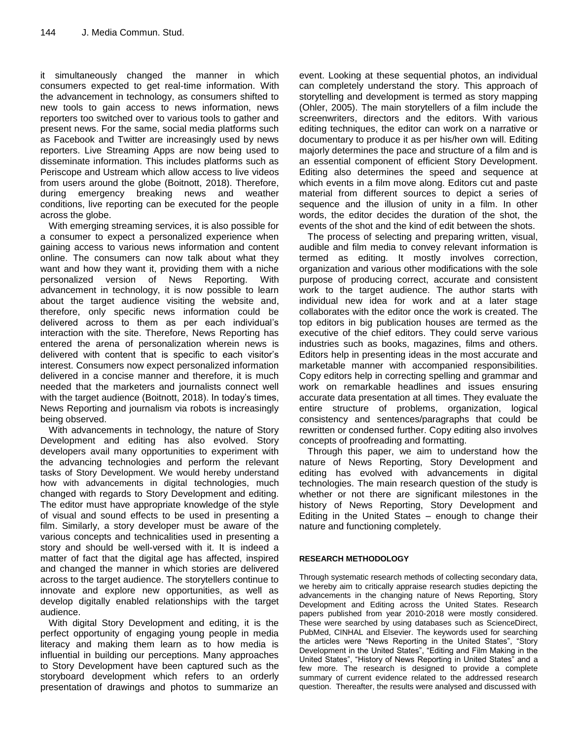it simultaneously changed the manner in which consumers expected to get real-time information. With the advancement in technology, as consumers shifted to new tools to gain access to news information, news reporters too switched over to various tools to gather and present news. For the same, social media platforms such as Facebook and Twitter are increasingly used by news reporters. Live Streaming Apps are now being used to disseminate information. This includes platforms such as Periscope and Ustream which allow access to live videos from users around the globe (Boitnott, 2018). Therefore, during emergency breaking news and weather conditions, live reporting can be executed for the people across the globe.

With emerging streaming services, it is also possible for a consumer to expect a personalized experience when gaining access to various news information and content online. The consumers can now talk about what they want and how they want it, providing them with a niche personalized version of News Reporting. With advancement in technology, it is now possible to learn about the target audience visiting the website and, therefore, only specific news information could be delivered across to them as per each individual's interaction with the site. Therefore, News Reporting has entered the arena of personalization wherein news is delivered with content that is specific to each visitor's interest. Consumers now expect personalized information delivered in a concise manner and therefore, it is much needed that the marketers and journalists connect well with the target audience (Boitnott, 2018). In today's times, News Reporting and journalism via robots is increasingly being observed.

With advancements in technology, the nature of Story Development and editing has also evolved. Story developers avail many opportunities to experiment with the advancing technologies and perform the relevant tasks of Story Development. We would hereby understand how with advancements in digital technologies, much changed with regards to Story Development and editing. The editor must have appropriate knowledge of the style of visual and sound effects to be used in presenting a film. Similarly, a story developer must be aware of the various concepts and technicalities used in presenting a story and should be well-versed with it. It is indeed a matter of fact that the digital age has affected, inspired and changed the manner in which stories are delivered across to the target audience. The storytellers continue to innovate and explore new opportunities, as well as develop digitally enabled relationships with the target audience.

With digital Story Development and editing, it is the perfect opportunity of engaging young people in media literacy and making them learn as to how media is influential in building our perceptions. Many approaches to Story Development have been captured such as the storyboard development which refers to an orderly presentation of drawings and photos to summarize an event. Looking at these sequential photos, an individual can completely understand the story. This approach of storytelling and development is termed as story mapping (Ohler, 2005). The main storytellers of a film include the screenwriters, directors and the editors. With various editing techniques, the editor can work on a narrative or documentary to produce it as per his/her own will. Editing majorly determines the pace and structure of a film and is an essential component of efficient Story Development. Editing also determines the speed and sequence at which events in a film move along. Editors cut and paste material from different sources to depict a series of sequence and the illusion of unity in a film. In other words, the editor decides the duration of the shot, the events of the shot and the kind of edit between the shots.

The process of selecting and preparing written, visual, audible and film media to convey relevant information is termed as editing. It mostly involves correction, organization and various other modifications with the sole purpose of producing correct, accurate and consistent work to the target audience. The author starts with individual new idea for work and at a later stage collaborates with the editor once the work is created. The top editors in big publication houses are termed as the executive of the chief editors. They could serve various industries such as books, magazines, films and others. Editors help in presenting ideas in the most accurate and marketable manner with accompanied responsibilities. Copy editors help in correcting spelling and grammar and work on remarkable headlines and issues ensuring accurate data presentation at all times. They evaluate the entire structure of problems, organization, logical consistency and sentences/paragraphs that could be rewritten or condensed further. Copy editing also involves concepts of proofreading and formatting.

Through this paper, we aim to understand how the nature of News Reporting, Story Development and editing has evolved with advancements in digital technologies. The main research question of the study is whether or not there are significant milestones in the history of News Reporting, Story Development and Editing in the United States – enough to change their nature and functioning completely.

## RESEARCH METHODOLOGY

Through systematic research methods of collecting secondary data, we hereby aim to critically appraise research studies depicting the advancements in the changing nature of News Reporting, Story Development and Editing across the United States. Research papers published from year 2010-2018 were mostly considered. These were searched by using databases such as ScienceDirect, PubMed, CINHAL and Elsevier. The keywords used for searching the articles were "News Reporting in the United States", "Story Development in the United States", "Editing and Film Making in the United States", "History of News Reporting in United States" and a few more. The research is designed to provide a complete summary of current evidence related to the addressed research question. Thereafter, the results were analysed and discussed with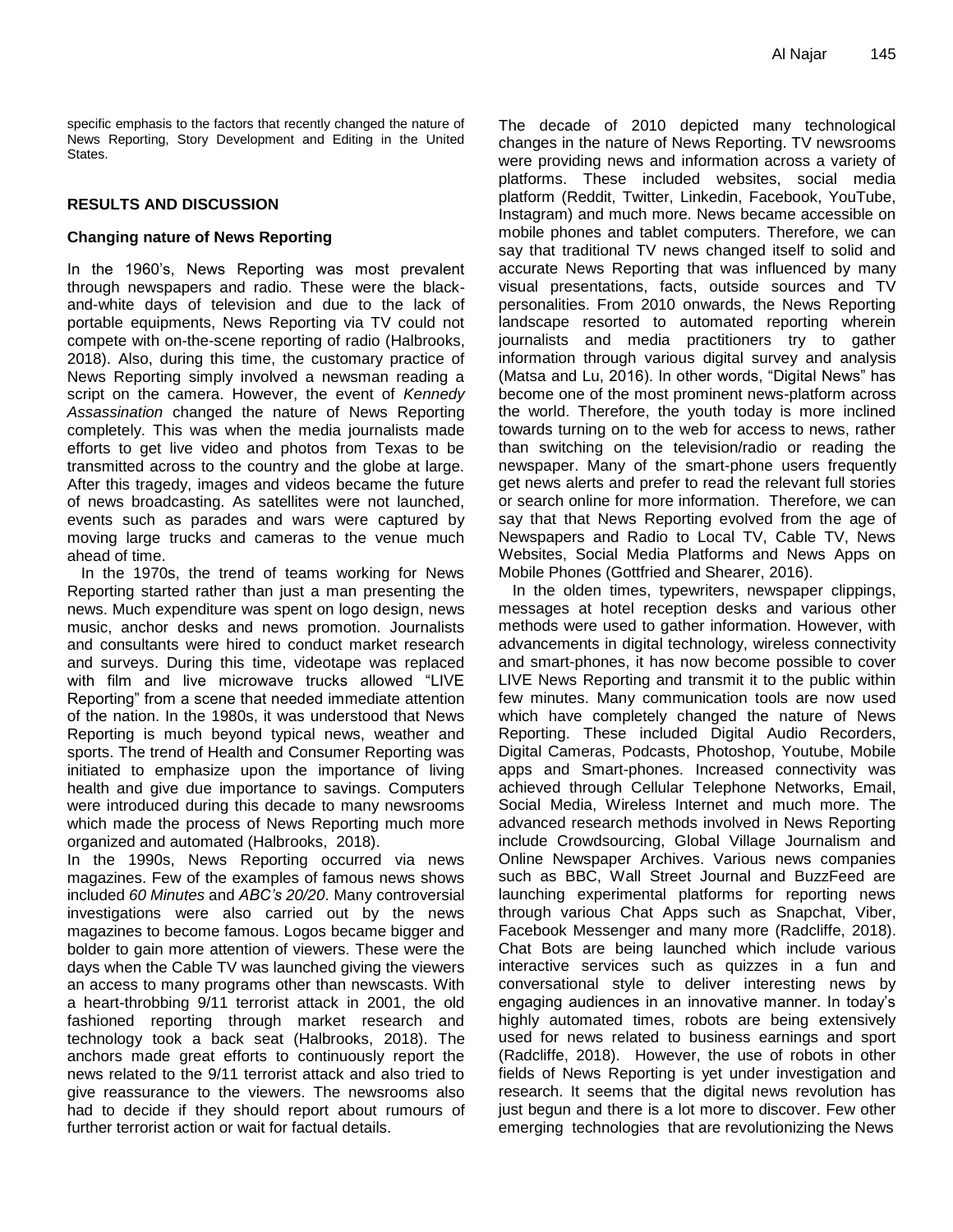specific emphasis to the factors that recently changed the nature of News Reporting, Story Development and Editing in the United States.

## RESULTS AND DISCUSSION

### Changing nature of News Reporting

In the 1960's, News Reporting was most prevalent through newspapers and radio. These were the black-and-white days of television and due to the lack of portable equipments, News Reporting via TV could not compete with on-the-scene reporting of radio (Halbrooks, 2018). Also, during this time, the customary practice of News Reporting simply involved a newsman reading a script on the camera. However, the event of *Kennedy Assassination* changed the nature of News Reporting completely. This was when the media journalists made efforts to get live video and photos from Texas to be transmitted across to the country and the globe at large. After this tragedy, images and videos became the future of news broadcasting. As satellites were not launched, events such as parades and wars were captured by moving large trucks and cameras to the venue much ahead of time.

In the 1970s, the trend of teams working for News Reporting started rather than just a man presenting the news. Much expenditure was spent on logo design, news music, anchor desks and news promotion. Journalists and consultants were hired to conduct market research and surveys. During this time, videotape was replaced with film and live microwave trucks allowed "LIVE Reporting" from a scene that needed immediate attention of the nation. In the 1980s, it was understood that News Reporting is much beyond typical news, weather and sports. The trend of Health and Consumer Reporting was initiated to emphasize upon the importance of living health and give due importance to savings. Computers were introduced during this decade to many newsrooms which made the process of News Reporting much more organized and automated (Halbrooks, 2018).

In the 1990s, News Reporting occurred via news magazines. Few of the examples of famous news shows included *60 Minutes* and *ABC's 20/20*. Many controversial investigations were also carried out by the news magazines to become famous. Logos became bigger and bolder to gain more attention of viewers. These were the days when the Cable TV was launched giving the viewers an access to many programs other than newscasts. With a heart-throbbing 9/11 terrorist attack in 2001, the old fashioned reporting through market research and technology took a back seat (Halbrooks, 2018). The anchors made great efforts to continuously report the news related to the 9/11 terrorist attack and also tried to give reassurance to the viewers. The newsrooms also had to decide if they should report about rumours of further terrorist action or wait for factual details.

The decade of 2010 depicted many technological changes in the nature of News Reporting. TV newsrooms were providing news and information across a variety of platforms. These included websites, social media platform (Reddit, Twitter, Linkedin, Facebook, YouTube, Instagram) and much more. News became accessible on mobile phones and tablet computers. Therefore, we can say that traditional TV news changed itself to solid and accurate News Reporting that was influenced by many visual presentations, facts, outside sources and TV personalities. From 2010 onwards, the News Reporting landscape resorted to automated reporting wherein journalists and media practitioners try to gather information through various digital survey and analysis (Matsa and Lu, 2016). In other words, "Digital News" has become one of the most prominent news-platform across the world. Therefore, the youth today is more inclined towards turning on to the web for access to news, rather than switching on the television/radio or reading the newspaper. Many of the smart-phone users frequently get news alerts and prefer to read the relevant full stories or search online for more information. Therefore, we can say that that News Reporting evolved from the age of Newspapers and Radio to Local TV, Cable TV, News Websites, Social Media Platforms and News Apps on Mobile Phones (Gottfried and Shearer, 2016).

In the olden times, typewriters, newspaper clippings, messages at hotel reception desks and various other methods were used to gather information. However, with advancements in digital technology, wireless connectivity and smart-phones, it has now become possible to cover LIVE News Reporting and transmit it to the public within few minutes. Many communication tools are now used which have completely changed the nature of News Reporting. These included Digital Audio Recorders, Digital Cameras, Podcasts, Photoshop, Youtube, Mobile apps and Smart-phones. Increased connectivity was achieved through Cellular Telephone Networks, Email, Social Media, Wireless Internet and much more. The advanced research methods involved in News Reporting include Crowdsourcing, Global Village Journalism and Online Newspaper Archives. Various news companies such as BBC, Wall Street Journal and BuzzFeed are launching experimental platforms for reporting news through various Chat Apps such as Snapchat, Viber, Facebook Messenger and many more (Radcliffe, 2018). Chat Bots are being launched which include various interactive services such as quizzes in a fun and conversational style to deliver interesting news by engaging audiences in an innovative manner. In today's highly automated times, robots are being extensively used for news related to business earnings and sport (Radcliffe, 2018). However, the use of robots in other fields of News Reporting is yet under investigation and research. It seems that the digital news revolution has just begun and there is a lot more to discover. Few other emerging technologies that are revolutionizing the News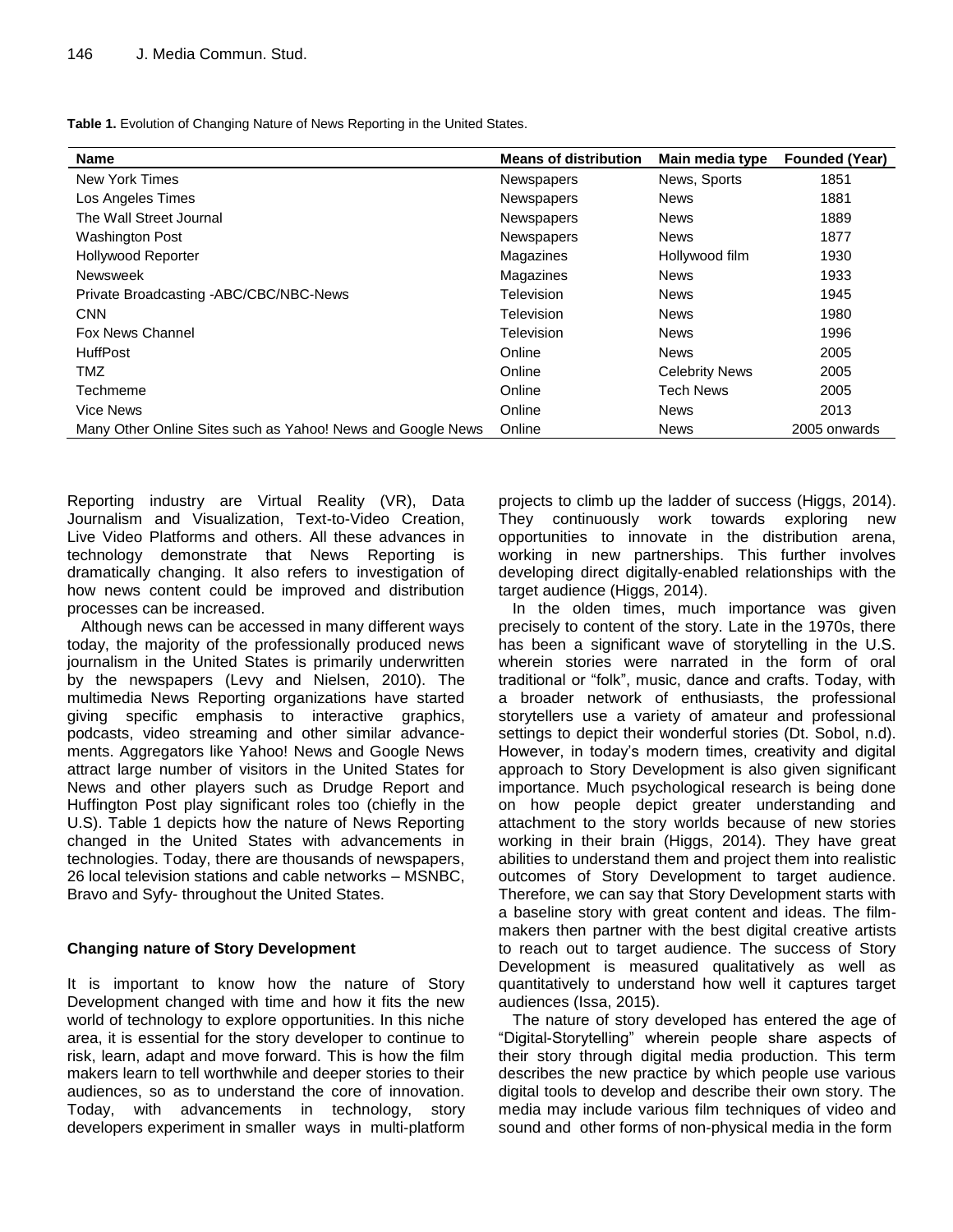**Table 1.** Evolution of Changing Nature of News Reporting in the United States.

| Name | Means of distribution | Main media type | Founded (Year) |
|---|---|---|---|
| New York Times | Newspapers | News, Sports | 1851 |
| Los Angeles Times | Newspapers | News | 1881 |
| The Wall Street Journal | Newspapers | News | 1889 |
| Washington Post | Newspapers | News | 1877 |
| Hollywood Reporter | Magazines | Hollywood film | 1930 |
| Newsweek | Magazines | News | 1933 |
| Private Broadcasting -ABC/CBC/NBC-News | Television | News | 1945 |
| CNN | Television | News | 1980 |
| Fox News Channel | Television | News | 1996 |
| HuffPost | Online | News | 2005 |
| TMZ | Online | Celebrity News | 2005 |
| Techmeme | Online | Tech News | 2005 |
| Vice News | Online | News | 2013 |
| Many Other Online Sites such as Yahoo! News and Google News | Online | News | 2005 onwards |

Reporting industry are Virtual Reality (VR), Data Journalism and Visualization, Text-to-Video Creation, Live Video Platforms and others. All these advances in technology demonstrate that News Reporting is dramatically changing. It also refers to investigation of how news content could be improved and distribution processes can be increased.

Although news can be accessed in many different ways today, the majority of the professionally produced news journalism in the United States is primarily underwritten by the newspapers (Levy and Nielsen, 2010). The multimedia News Reporting organizations have started giving specific emphasis to interactive graphics, podcasts, video streaming and other similar advancements. Aggregators like Yahoo! News and Google News attract large number of visitors in the United States for News and other players such as Drudge Report and Huffington Post play significant roles too (chiefly in the U.S). Table 1 depicts how the nature of News Reporting changed in the United States with advancements in technologies. Today, there are thousands of newspapers, 26 local television stations and cable networks – MSNBC, Bravo and Syfy- throughout the United States.

### Changing nature of Story Development

It is important to know how the nature of Story Development changed with time and how it fits the new world of technology to explore opportunities. In this niche area, it is essential for the story developer to continue to risk, learn, adapt and move forward. This is how the film makers learn to tell worthwhile and deeper stories to their audiences, so as to understand the core of innovation. Today, with advancements in technology, story developers experiment in smaller ways in multi-platform projects to climb up the ladder of success (Higgs, 2014). They continuously work towards exploring new opportunities to innovate in the distribution arena, working in new partnerships. This further involves developing direct digitally-enabled relationships with the target audience (Higgs, 2014).

In the olden times, much importance was given precisely to content of the story. Late in the 1970s, there has been a significant wave of storytelling in the U.S. wherein stories were narrated in the form of oral traditional or "folk", music, dance and crafts. Today, with a broader network of enthusiasts, the professional storytellers use a variety of amateur and professional settings to depict their wonderful stories (Dt. Sobol, n.d). However, in today's modern times, creativity and digital approach to Story Development is also given significant importance. Much psychological research is being done on how people depict greater understanding and attachment to the story worlds because of new stories working in their brain (Higgs, 2014). They have great abilities to understand them and project them into realistic outcomes of Story Development to target audience. Therefore, we can say that Story Development starts with a baseline story with great content and ideas. The film-makers then partner with the best digital creative artists to reach out to target audience. The success of Story Development is measured qualitatively as well as quantitatively to understand how well it captures target audiences (Issa, 2015).

The nature of story developed has entered the age of "Digital-Storytelling" wherein people share aspects of their story through digital media production. This term describes the new practice by which people use various digital tools to develop and describe their own story. The media may include various film techniques of video and sound and other forms of non-physical media in the form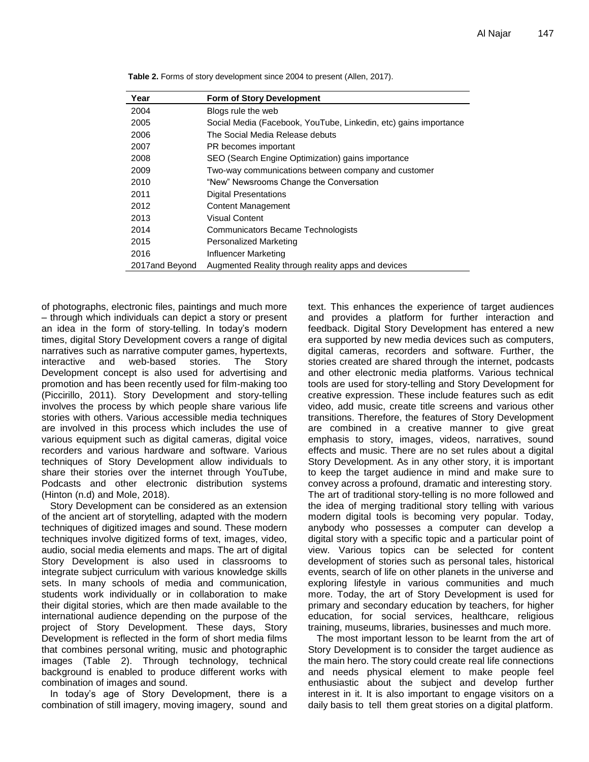**Table 2.** Forms of story development since 2004 to present (Allen, 2017).

| Year | Form of Story Development |
|---|---|
| 2004 | Blogs rule the web |
| 2005 | Social Media (Facebook, YouTube, Linkedin, etc) gains importance |
| 2006 | The Social Media Release debuts |
| 2007 | PR becomes important |
| 2008 | SEO (Search Engine Optimization) gains importance |
| 2009 | Two-way communications between company and customer |
| 2010 | "New" Newsrooms Change the Conversation |
| 2011 | Digital Presentations |
| 2012 | Content Management |
| 2013 | Visual Content |
| 2014 | Communicators Became Technologists |
| 2015 | Personalized Marketing |
| 2016 | Influencer Marketing |
| 2017and Beyond | Augmented Reality through reality apps and devices |

of photographs, electronic files, paintings and much more – through which individuals can depict a story or present an idea in the form of story-telling. In today's modern times, digital Story Development covers a range of digital narratives such as narrative computer games, hypertexts, interactive and web-based stories. The Story Development concept is also used for advertising and promotion and has been recently used for film-making too (Piccirillo, 2011). Story Development and story-telling involves the process by which people share various life stories with others. Various accessible media techniques are involved in this process which includes the use of various equipment such as digital cameras, digital voice recorders and various hardware and software. Various techniques of Story Development allow individuals to share their stories over the internet through YouTube, Podcasts and other electronic distribution systems (Hinton (n.d) and Mole, 2018).

Story Development can be considered as an extension of the ancient art of storytelling, adapted with the modern techniques of digitized images and sound. These modern techniques involve digitized forms of text, images, video, audio, social media elements and maps. The art of digital Story Development is also used in classrooms to integrate subject curriculum with various knowledge skills sets. In many schools of media and communication, students work individually or in collaboration to make their digital stories, which are then made available to the international audience depending on the purpose of the project of Story Development. These days, Story Development is reflected in the form of short media films that combines personal writing, music and photographic images (Table 2). Through technology, technical background is enabled to produce different works with combination of images and sound.

In today's age of Story Development, there is a combination of still imagery, moving imagery, sound and text. This enhances the experience of target audiences and provides a platform for further interaction and feedback. Digital Story Development has entered a new era supported by new media devices such as computers, digital cameras, recorders and software. Further, the stories created are shared through the internet, podcasts and other electronic media platforms. Various technical tools are used for story-telling and Story Development for creative expression. These include features such as edit video, add music, create title screens and various other transitions. Therefore, the features of Story Development are combined in a creative manner to give great emphasis to story, images, videos, narratives, sound effects and music. There are no set rules about a digital Story Development. As in any other story, it is important to keep the target audience in mind and make sure to convey across a profound, dramatic and interesting story. The art of traditional story-telling is no more followed and the idea of merging traditional story telling with various modern digital tools is becoming very popular. Today, anybody who possesses a computer can develop a digital story with a specific topic and a particular point of view. Various topics can be selected for content development of stories such as personal tales, historical events, search of life on other planets in the universe and exploring lifestyle in various communities and much more. Today, the art of Story Development is used for primary and secondary education by teachers, for higher education, for social services, healthcare, religious training, museums, libraries, businesses and much more.

The most important lesson to be learnt from the art of Story Development is to consider the target audience as the main hero. The story could create real life connections and needs physical element to make people feel enthusiastic about the subject and develop further interest in it. It is also important to engage visitors on a daily basis to tell them great stories on a digital platform.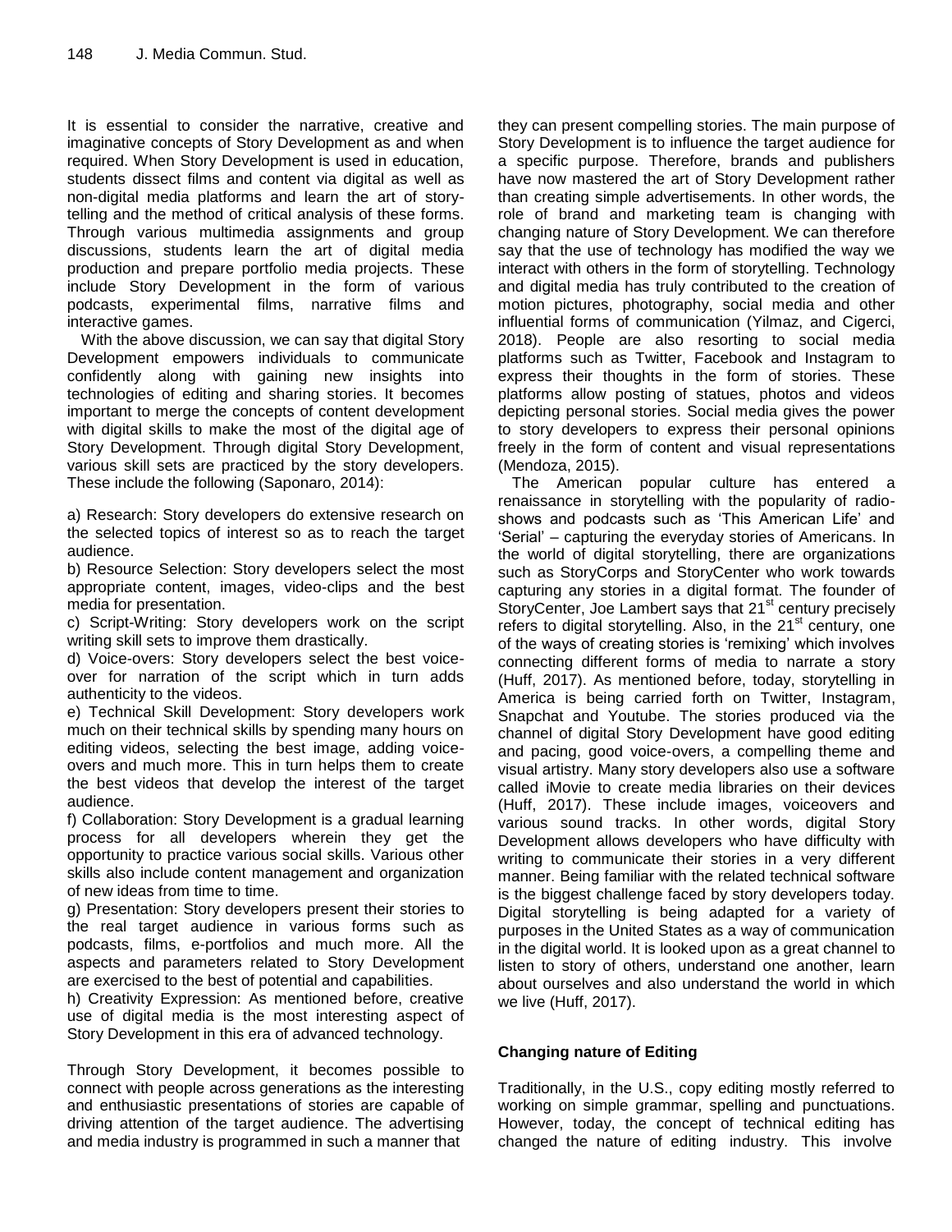It is essential to consider the narrative, creative and imaginative concepts of Story Development as and when required. When Story Development is used in education, students dissect films and content via digital as well as non-digital media platforms and learn the art of story-telling and the method of critical analysis of these forms. Through various multimedia assignments and group discussions, students learn the art of digital media production and prepare portfolio media projects. These include Story Development in the form of various podcasts, experimental films, narrative films and interactive games.

With the above discussion, we can say that digital Story Development empowers individuals to communicate confidently along with gaining new insights into technologies of editing and sharing stories. It becomes important to merge the concepts of content development with digital skills to make the most of the digital age of Story Development. Through digital Story Development, various skill sets are practiced by the story developers. These include the following (Saponaro, 2014):

a) Research: Story developers do extensive research on the selected topics of interest so as to reach the target audience.

b) Resource Selection: Story developers select the most appropriate content, images, video-clips and the best media for presentation.

c) Script-Writing: Story developers work on the script writing skill sets to improve them drastically.

d) Voice-overs: Story developers select the best voice-over for narration of the script which in turn adds authenticity to the videos.

e) Technical Skill Development: Story developers work much on their technical skills by spending many hours on editing videos, selecting the best image, adding voice-overs and much more. This in turn helps them to create the best videos that develop the interest of the target audience.

f) Collaboration: Story Development is a gradual learning process for all developers wherein they get the opportunity to practice various social skills. Various other skills also include content management and organization of new ideas from time to time.

g) Presentation: Story developers present their stories to the real target audience in various forms such as podcasts, films, e-portfolios and much more. All the aspects and parameters related to Story Development are exercised to the best of potential and capabilities.

h) Creativity Expression: As mentioned before, creative use of digital media is the most interesting aspect of Story Development in this era of advanced technology.

Through Story Development, it becomes possible to connect with people across generations as the interesting and enthusiastic presentations of stories are capable of driving attention of the target audience. The advertising and media industry is programmed in such a manner that they can present compelling stories. The main purpose of Story Development is to influence the target audience for a specific purpose. Therefore, brands and publishers have now mastered the art of Story Development rather than creating simple advertisements. In other words, the role of brand and marketing team is changing with changing nature of Story Development. We can therefore say that the use of technology has modified the way we interact with others in the form of storytelling. Technology and digital media has truly contributed to the creation of motion pictures, photography, social media and other influential forms of communication (Yilmaz, and Cigerci, 2018). People are also resorting to social media platforms such as Twitter, Facebook and Instagram to express their thoughts in the form of stories. These platforms allow posting of statues, photos and videos depicting personal stories. Social media gives the power to story developers to express their personal opinions freely in the form of content and visual representations (Mendoza, 2015).

The American popular culture has entered a renaissance in storytelling with the popularity of radio-shows and podcasts such as 'This American Life' and 'Serial' – capturing the everyday stories of Americans. In the world of digital storytelling, there are organizations such as StoryCorps and StoryCenter who work towards capturing any stories in a digital format. The founder of StoryCenter, Joe Lambert says that 21st century precisely refers to digital storytelling. Also, in the 21st century, one of the ways of creating stories is 'remixing' which involves connecting different forms of media to narrate a story (Huff, 2017). As mentioned before, today, storytelling in America is being carried forth on Twitter, Instagram, Snapchat and Youtube. The stories produced via the channel of digital Story Development have good editing and pacing, good voice-overs, a compelling theme and visual artistry. Many story developers also use a software called iMovie to create media libraries on their devices (Huff, 2017). These include images, voiceovers and various sound tracks. In other words, digital Story Development allows developers who have difficulty with writing to communicate their stories in a very different manner. Being familiar with the related technical software is the biggest challenge faced by story developers today. Digital storytelling is being adapted for a variety of purposes in the United States as a way of communication in the digital world. It is looked upon as a great channel to listen to story of others, understand one another, learn about ourselves and also understand the world in which we live (Huff, 2017).

## Changing nature of Editing

Traditionally, in the U.S., copy editing mostly referred to working on simple grammar, spelling and punctuations. However, today, the concept of technical editing has changed the nature of editing industry. This involve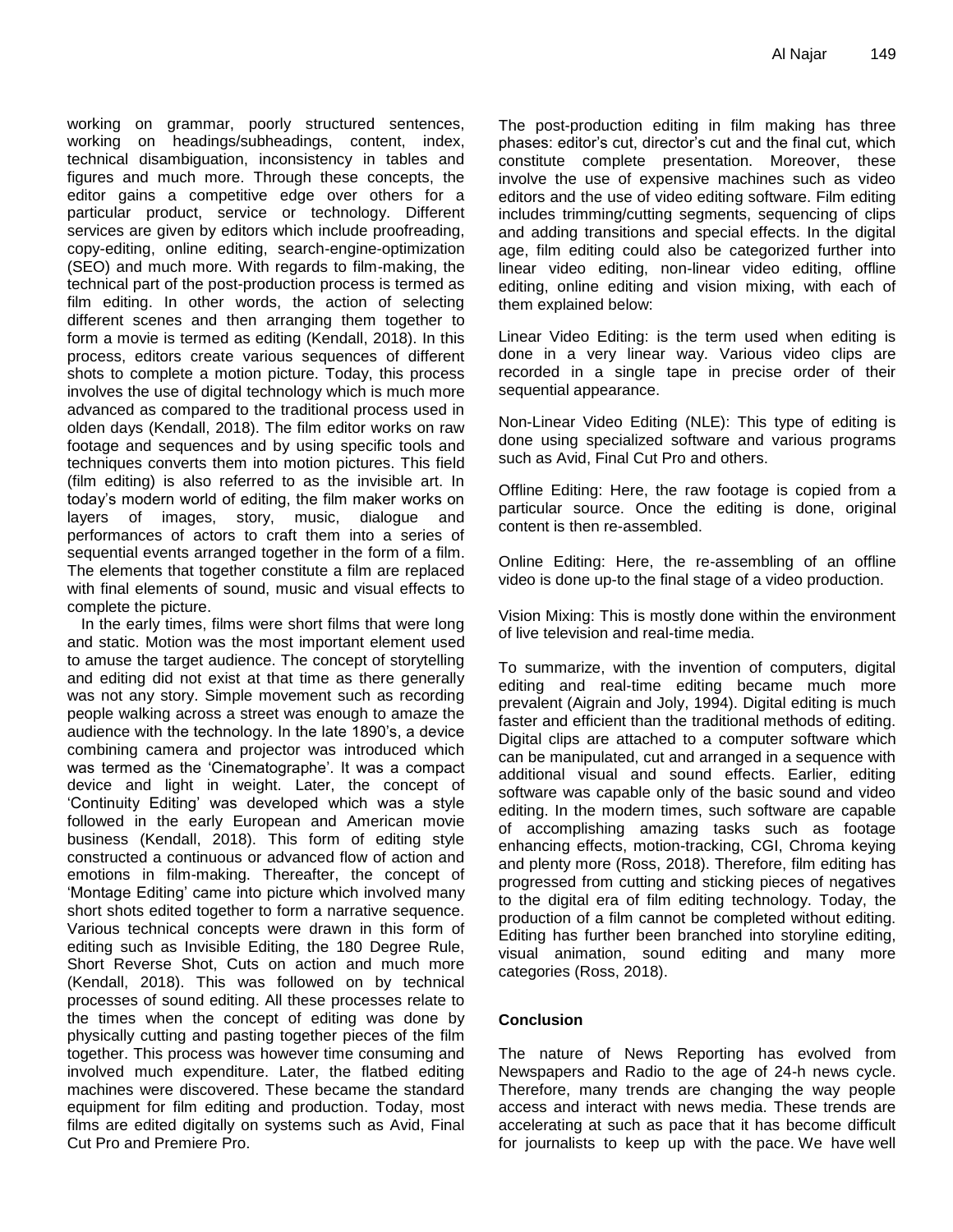working on grammar, poorly structured sentences, working on headings/subheadings, content, index, technical disambiguation, inconsistency in tables and figures and much more. Through these concepts, the editor gains a competitive edge over others for a particular product, service or technology. Different services are given by editors which include proofreading, copy-editing, online editing, search-engine-optimization (SEO) and much more. With regards to film-making, the technical part of the post-production process is termed as film editing. In other words, the action of selecting different scenes and then arranging them together to form a movie is termed as editing (Kendall, 2018). In this process, editors create various sequences of different shots to complete a motion picture. Today, this process involves the use of digital technology which is much more advanced as compared to the traditional process used in olden days (Kendall, 2018). The film editor works on raw footage and sequences and by using specific tools and techniques converts them into motion pictures. This field (film editing) is also referred to as the invisible art. In today's modern world of editing, the film maker works on layers of images, story, music, dialogue and performances of actors to craft them into a series of sequential events arranged together in the form of a film. The elements that together constitute a film are replaced with final elements of sound, music and visual effects to complete the picture.

In the early times, films were short films that were long and static. Motion was the most important element used to amuse the target audience. The concept of storytelling and editing did not exist at that time as there generally was not any story. Simple movement such as recording people walking across a street was enough to amaze the audience with the technology. In the late 1890's, a device combining camera and projector was introduced which was termed as the 'Cinematographe'. It was a compact device and light in weight. Later, the concept of 'Continuity Editing' was developed which was a style followed in the early European and American movie business (Kendall, 2018). This form of editing style constructed a continuous or advanced flow of action and emotions in film-making. Thereafter, the concept of 'Montage Editing' came into picture which involved many short shots edited together to form a narrative sequence. Various technical concepts were drawn in this form of editing such as Invisible Editing, the 180 Degree Rule, Short Reverse Shot, Cuts on action and much more (Kendall, 2018). This was followed on by technical processes of sound editing. All these processes relate to the times when the concept of editing was done by physically cutting and pasting together pieces of the film together. This process was however time consuming and involved much expenditure. Later, the flatbed editing machines were discovered. These became the standard equipment for film editing and production. Today, most films are edited digitally on systems such as Avid, Final Cut Pro and Premiere Pro.

The post-production editing in film making has three phases: editor's cut, director's cut and the final cut, which constitute complete presentation. Moreover, these involve the use of expensive machines such as video editors and the use of video editing software. Film editing includes trimming/cutting segments, sequencing of clips and adding transitions and special effects. In the digital age, film editing could also be categorized further into linear video editing, non-linear video editing, offline editing, online editing and vision mixing, with each of them explained below:

Linear Video Editing: is the term used when editing is done in a very linear way. Various video clips are recorded in a single tape in precise order of their sequential appearance.

Non-Linear Video Editing (NLE): This type of editing is done using specialized software and various programs such as Avid, Final Cut Pro and others.

Offline Editing: Here, the raw footage is copied from a particular source. Once the editing is done, original content is then re-assembled.

Online Editing: Here, the re-assembling of an offline video is done up-to the final stage of a video production.

Vision Mixing: This is mostly done within the environment of live television and real-time media.

To summarize, with the invention of computers, digital editing and real-time editing became much more prevalent (Aigrain and Joly, 1994). Digital editing is much faster and efficient than the traditional methods of editing. Digital clips are attached to a computer software which can be manipulated, cut and arranged in a sequence with additional visual and sound effects. Earlier, editing software was capable only of the basic sound and video editing. In the modern times, such software are capable of accomplishing amazing tasks such as footage enhancing effects, motion-tracking, CGI, Chroma keying and plenty more (Ross, 2018). Therefore, film editing has progressed from cutting and sticking pieces of negatives to the digital era of film editing technology. Today, the production of a film cannot be completed without editing. Editing has further been branched into storyline editing, visual animation, sound editing and many more categories (Ross, 2018).

## Conclusion

The nature of News Reporting has evolved from Newspapers and Radio to the age of 24-h news cycle. Therefore, many trends are changing the way people access and interact with news media. These trends are accelerating at such as pace that it has become difficult for journalists to keep up with the pace. We have well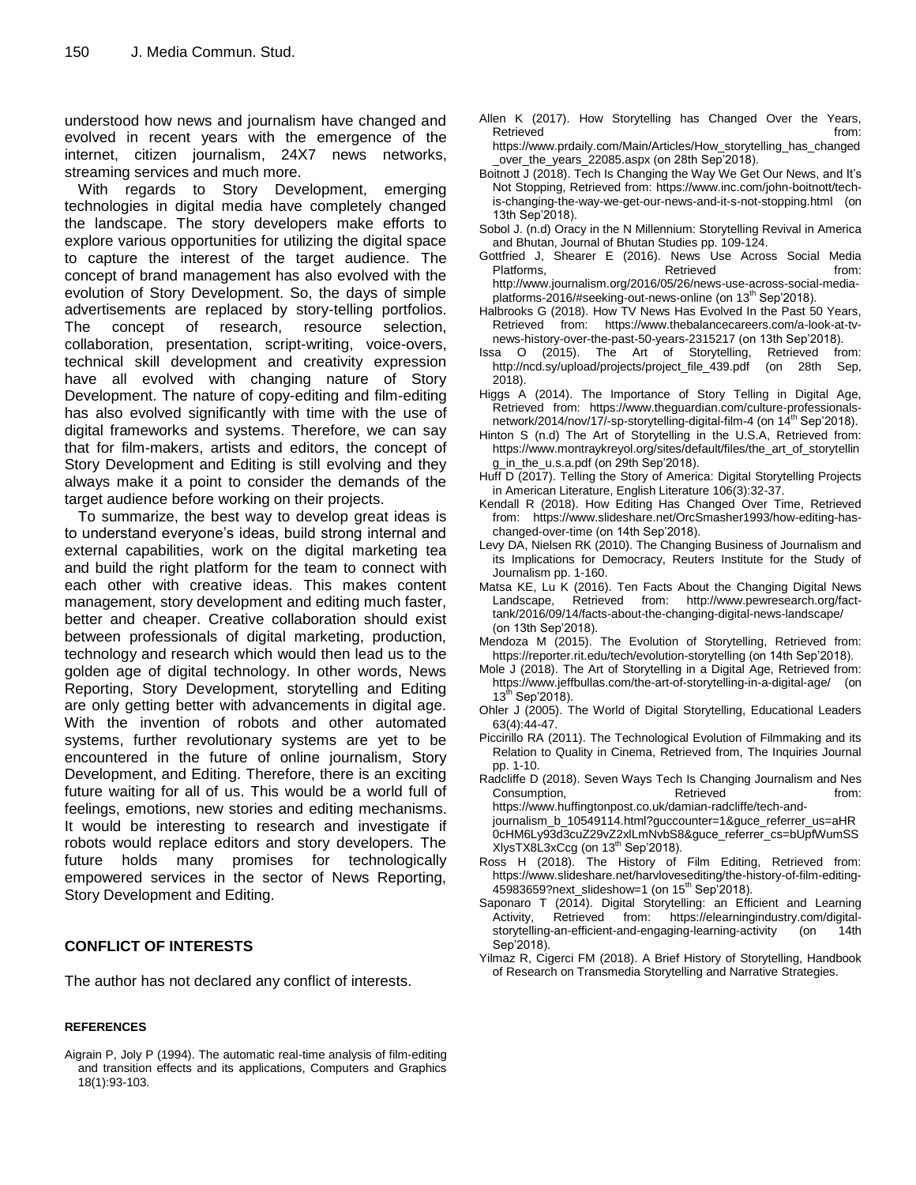understood how news and journalism have changed and evolved in recent years with the emergence of the internet, citizen journalism, 24X7 news networks, streaming services and much more.

With regards to Story Development, emerging technologies in digital media have completely changed the landscape. The story developers make efforts to explore various opportunities for utilizing the digital space to capture the interest of the target audience. The concept of brand management has also evolved with the evolution of Story Development. So, the days of simple advertisements are replaced by story-telling portfolios. The concept of research, resource selection, collaboration, presentation, script-writing, voice-overs, technical skill development and creativity expression have all evolved with changing nature of Story Development. The nature of copy-editing and film-editing has also evolved significantly with time with the use of digital frameworks and systems. Therefore, we can say that for film-makers, artists and editors, the concept of Story Development and Editing is still evolving and they always make it a point to consider the demands of the target audience before working on their projects.

To summarize, the best way to develop great ideas is to understand everyone's ideas, build strong internal and external capabilities, work on the digital marketing tea and build the right platform for the team to connect with each other with creative ideas. This makes content management, story development and editing much faster, better and cheaper. Creative collaboration should exist between professionals of digital marketing, production, technology and research which would then lead us to the golden age of digital technology. In other words, News Reporting, Story Development, storytelling and Editing are only getting better with advancements in digital age. With the invention of robots and other automated systems, further revolutionary systems are yet to be encountered in the future of online journalism, Story Development, and Editing. Therefore, there is an exciting future waiting for all of us. This would be a world full of feelings, emotions, new stories and editing mechanisms. It would be interesting to research and investigate if robots would replace editors and story developers. The future holds many promises for technologically empowered services in the sector of News Reporting, Story Development and Editing.

## CONFLICT OF INTERESTS

The author has not declared any conflict of interests.

## REFERENCES

Aigrain P, Joly P (1994). The automatic real-time analysis of film-editing and transition effects and its applications, Computers and Graphics 18(1):93-103.

Allen K (2017). How Storytelling has Changed Over the Years, Retrieved from: https://www.prdaily.com/Main/Articles/How_storytelling_has_changed_over_the_years_22085.aspx (on 28th Sep'2018).

Boitnott J (2018). Tech Is Changing the Way We Get Our News, and It's Not Stopping, Retrieved from: https://www.inc.com/john-boitnott/tech-is-changing-the-way-we-get-our-news-and-it-s-not-stopping.html (on 13th Sep'2018).

Sobol J. (n.d) Oracy in the N Millennium: Storytelling Revival in America and Bhutan, Journal of Bhutan Studies pp. 109-124.

Gottfried J, Shearer E (2016). News Use Across Social Media Platforms, Retrieved from: http://www.journalism.org/2016/05/26/news-use-across-social-media-platforms-2016/#seeking-out-news-online (on 13th Sep'2018).

Halbrooks G (2018). How TV News Has Evolved In the Past 50 Years, Retrieved from: https://www.thebalancecareers.com/a-look-at-tv-news-history-over-the-past-50-years-2315217 (on 13th Sep'2018).

Issa O (2015). The Art of Storytelling, Retrieved from: http://ncd.sy/upload/projects/project_file_439.pdf (on 28th Sep, 2018).

Higgs A (2014). The Importance of Story Telling in Digital Age, Retrieved from: https://www.theguardian.com/culture-professionals-network/2014/nov/17/-sp-storytelling-digital-film-4 (on 14th Sep'2018).

Hinton S (n.d) The Art of Storytelling in the U.S.A, Retrieved from: https://www.montraykreyol.org/sites/default/files/the_art_of_storytelling_in_the_u.s.a.pdf (on 29th Sep'2018).

Huff D (2017). Telling the Story of America: Digital Storytelling Projects in American Literature, English Literature 106(3):32-37.

Kendall R (2018). How Editing Has Changed Over Time, Retrieved from: https://www.slideshare.net/OrcSmasher1993/how-editing-has-changed-over-time (on 14th Sep'2018).

Levy DA, Nielsen RK (2010). The Changing Business of Journalism and its Implications for Democracy, Reuters Institute for the Study of Journalism pp. 1-160.

Matsa KE, Lu K (2016). Ten Facts About the Changing Digital News Landscape, Retrieved from: http://www.pewresearch.org/fact-tank/2016/09/14/facts-about-the-changing-digital-news-landscape/ (on 13th Sep'2018).

Mendoza M (2015). The Evolution of Storytelling, Retrieved from: https://reporter.rit.edu/tech/evolution-storytelling (on 14th Sep'2018).

Mole J (2018). The Art of Storytelling in a Digital Age, Retrieved from: https://www.jeffbullas.com/the-art-of-storytelling-in-a-digital-age/ (on 13th Sep'2018).

Ohler J (2005). The World of Digital Storytelling, Educational Leaders 63(4):44-47.

Piccirillo RA (2011). The Technological Evolution of Filmmaking and its Relation to Quality in Cinema, Retrieved from, The Inquiries Journal pp. 1-10.

Radcliffe D (2018). Seven Ways Tech Is Changing Journalism and Nes Consumption, Retrieved from: https://www.huffingtonpost.co.uk/damian-radcliffe/tech-and-journalism_b_10549114.html?guccounter=1&guce_referrer_us=aHR0cHM6Ly93d3cuZ29vZ2xlLmNvbS8&guce_referrer_cs=bUpfWumSSXlysTX8L3xCcg (on 13th Sep'2018).

Ross H (2018). The History of Film Editing, Retrieved from: https://www.slideshare.net/harvlovesediting/the-history-of-film-editing-45983659?next_slideshow=1 (on 15th Sep'2018).

Saponaro T (2014). Digital Storytelling: an Efficient and Learning Activity, Retrieved from: https://elearningindustry.com/digital-storytelling-an-efficient-and-engaging-learning-activity (on 14th Sep'2018).

Yilmaz R, Cigerci FM (2018). A Brief History of Storytelling, Handbook of Research on Transmedia Storytelling and Narrative Strategies.